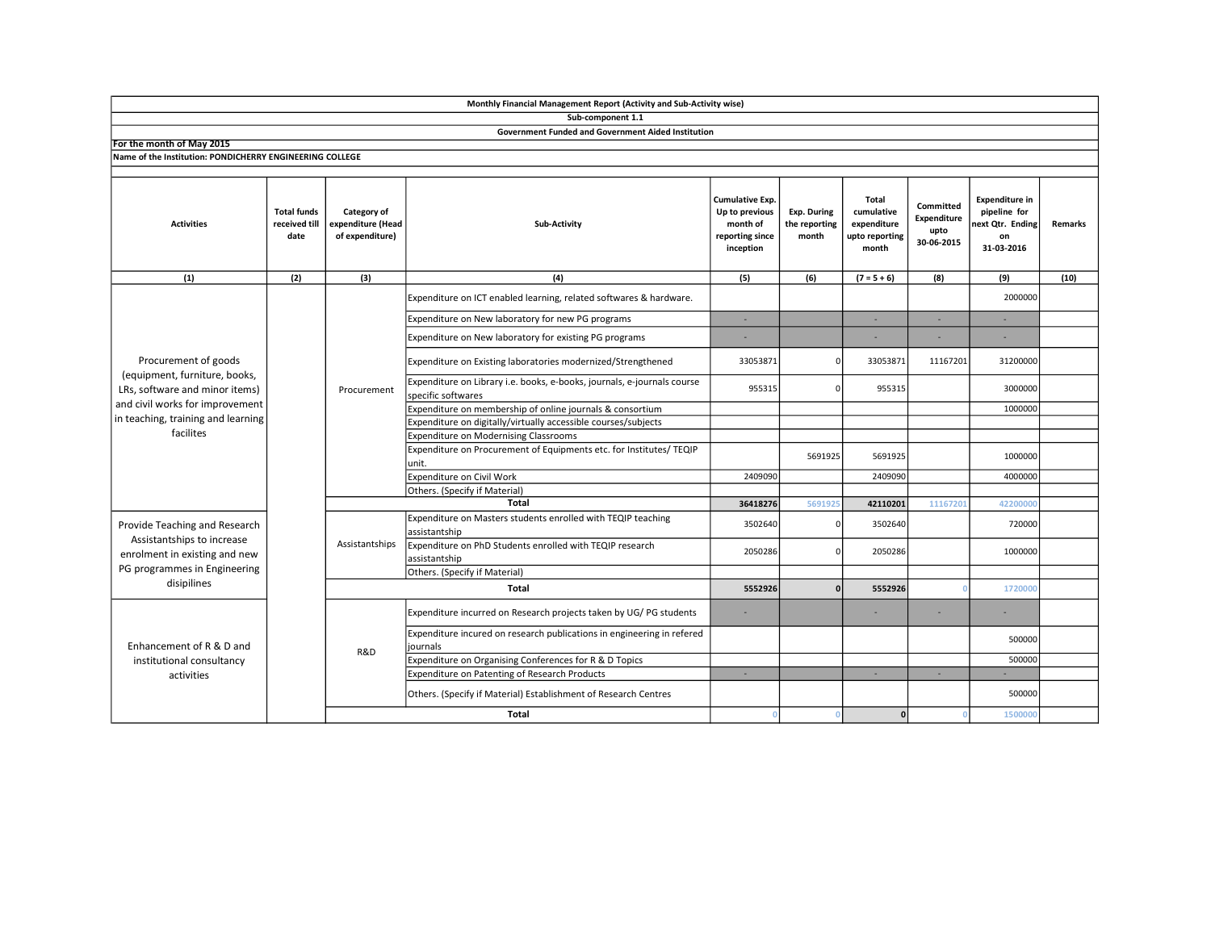**Monthly Financial Management Report (Activity and Sub-Activity wise)**

**Sub-component 1.1**

**Government Funded and Government Aided Institution**

**For the month of May 2015**

**Name of the Institution: PONDICHERRY ENGINEERING COLLEGE**

| Activities | Total funds received till date | Category of expenditure (Head of expenditure) | Sub-Activity | Cumulative Exp. Up to previous month of reporting since inception | Exp. During the reporting month | Total cumulative expenditure upto reporting month | Committed Expenditure upto 30-06-2015 | Expenditure in pipeline for next Qtr. Ending on 31-03-2016 | Remarks |
|---|---|---|---|---|---|---|---|---|---|
| (1) | (2) | (3) | (4) | (5) | (6) | (7 = 5 + 6) | (8) | (9) | (10) |
| Procurement of goods (equipment, furniture, books, LRs, software and minor items) and civil works for improvement in teaching, training and learning facilites | | Procurement | Expenditure on ICT enabled learning, related softwares & hardware. | | | | | 2000000 | |
| | | | Expenditure on New laboratory for new PG programs | - | | - | - | - | |
| | | | Expenditure on New laboratory for existing PG programs | - | | - | - | - | |
| | | | Expenditure on Existing laboratories modernized/Strengthened | 33053871 | 0 | 33053871 | 11167201 | 31200000 | |
| | | | Expenditure on Library i.e. books, e-books, journals, e-journals course specific softwares | 955315 | 0 | 955315 | | 3000000 | |
| | | | Expenditure on membership of online journals & consortium | | | | | 1000000 | |
| | | | Expenditure on digitally/virtually accessible courses/subjects | | | | | | |
| | | | Expenditure on Modernising Classrooms | | | | | | |
| | | | Expenditure on Procurement of Equipments etc. for Institutes/ TEQIP unit. | | 5691925 | 5691925 | | 1000000 | |
| | | | Expenditure on Civil Work | 2409090 | | 2409090 | | 4000000 | |
| | | | Others. (Specify if Material) | | | | | | |
| | | **Total** | | **36418276** | 5691925 | **42110201** | 11167201 | 42200000 | |
| Provide Teaching and Research Assistantships to increase enrolment in existing and new PG programmes in Engineering disipilines | | Assistantships | Expenditure on Masters students enrolled with TEQIP teaching assistantship | 3502640 | 0 | 3502640 | | 720000 | |
| | | | Expenditure on PhD Students enrolled with TEQIP research assistantship | 2050286 | 0 | 2050286 | | 1000000 | |
| | | | Others. (Specify if Material) | | | | | | |
| | | **Total** | | **5552926** | **0** | **5552926** | 0 | 1720000 | |
| Enhancement of R & D and institutional consultancy activities | | R&D | Expenditure incurred on Research projects taken by UG/ PG students | - | | - | - | - | |
| | | | Expenditure incured on research publications in engineering in refered journals | | | | | 500000 | |
| | | | Expenditure on Organising Conferences for R & D Topics | | | | | 500000 | |
| | | | Expenditure on Patenting of Research Products | - | | - | - | - | |
| | | | Others. (Specify if Material) Establishment of Research Centres | | | | | 500000 | |
| | | **Total** | | 0 | 0 | **0** | 0 | 1500000 | |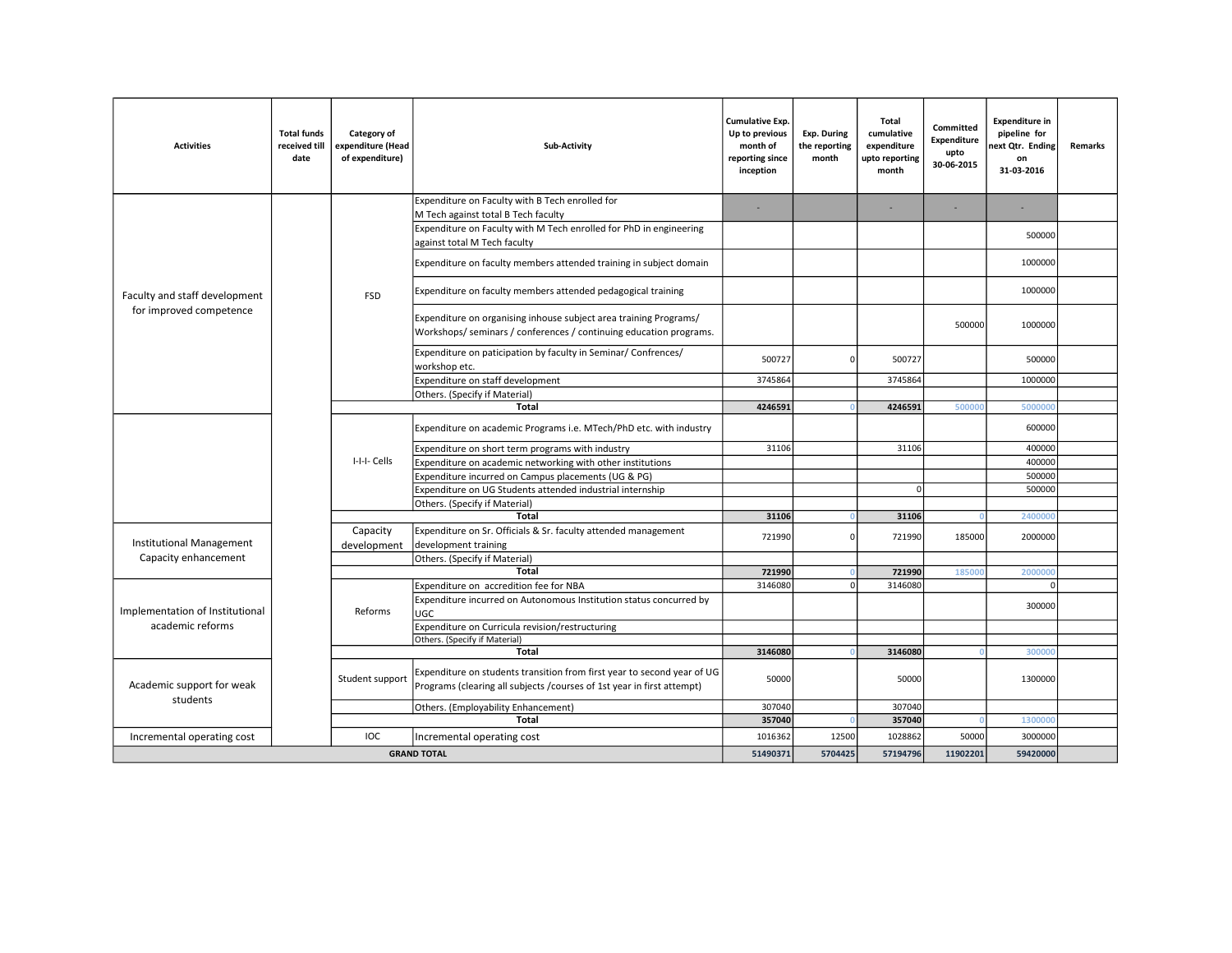| Activities | Total funds received till date | Category of expenditure (Head of expenditure) | Sub-Activity | Cumulative Exp. Up to previous month of reporting since inception | Exp. During the reporting month | Total cumulative expenditure upto reporting month | Committed Expenditure upto 30-06-2015 | Expenditure in pipeline for next Qtr. Ending on 31-03-2016 | Remarks |
|---|---|---|---|---|---|---|---|---|---|
| Faculty and staff development for improved competence | | FSD | Expenditure on Faculty with B Tech enrolled for M Tech against total B Tech faculty | - | | - | - | - | |
| | | | Expenditure on Faculty with M Tech enrolled for PhD in engineering against total M Tech faculty | | | | | 500000 | |
| | | | Expenditure on faculty members attended training in subject domain | | | | | 1000000 | |
| | | | Expenditure on faculty members attended pedagogical training | | | | | 1000000 | |
| | | | Expenditure on organising inhouse subject area training Programs/ Workshops/ seminars / conferences / continuing education programs. | | | | 500000 | 1000000 | |
| | | | Expenditure on paticipation by faculty in Seminar/ Confrences/ workshop etc. | 500727 | 0 | 500727 | | 500000 | |
| | | | Expenditure on staff development | 3745864 | | 3745864 | | 1000000 | |
| | | | Others. (Specify if Material) | | | | | | |
| | | | **Total** | **4246591** | 0 | **4246591** | 500000 | 5000000 | |
| | | I-I-I- Cells | Expenditure on academic Programs i.e. MTech/PhD etc. with industry | | | | | 600000 | |
| | | | Expenditure on short term programs with industry | 31106 | | 31106 | | 400000 | |
| | | | Expenditure on academic networking with other institutions | | | | | 400000 | |
| | | | Expenditure incurred on Campus placements (UG & PG) | | | | | 500000 | |
| | | | Expenditure on UG Students attended industrial internship | | | 0 | | 500000 | |
| | | | Others. (Specify if Material) | | | | | | |
| | | | **Total** | **31106** | 0 | **31106** | 0 | 2400000 | |
| Institutional Management Capacity enhancement | | Capacity development | Expenditure on Sr. Officials & Sr. faculty attended management development training | 721990 | 0 | 721990 | 185000 | 2000000 | |
| | | | Others. (Specify if Material) | | | | | | |
| | | | **Total** | **721990** | 0 | **721990** | 185000 | 2000000 | |
| Implementation of Institutional academic reforms | | Reforms | Expenditure on accredition fee for NBA | 3146080 | 0 | 3146080 | | 0 | |
| | | | Expenditure incurred on Autonomous Institution status concurred by UGC | | | | | 300000 | |
| | | | Expenditure on Curricula revision/restructuring | | | | | | |
| | | | Others. (Specify if Material) | | | | | | |
| | | | **Total** | **3146080** | 0 | **3146080** | 0 | 300000 | |
| Academic support for weak students | | Student support | Expenditure on students transition from first year to second year of UG Programs (clearing all subjects /courses of 1st year in first attempt) | 50000 | | 50000 | | 1300000 | |
| | | | Others. (Employability Enhancement) | 307040 | | 307040 | | | |
| | | | **Total** | **357040** | 0 | **357040** | 0 | 1300000 | |
| Incremental operating cost | | IOC | Incremental operating cost | 1016362 | 12500 | 1028862 | 50000 | 3000000 | |
| **GRAND TOTAL** | | | | **51490371** | **5704425** | **57194796** | **11902201** | **59420000** | |